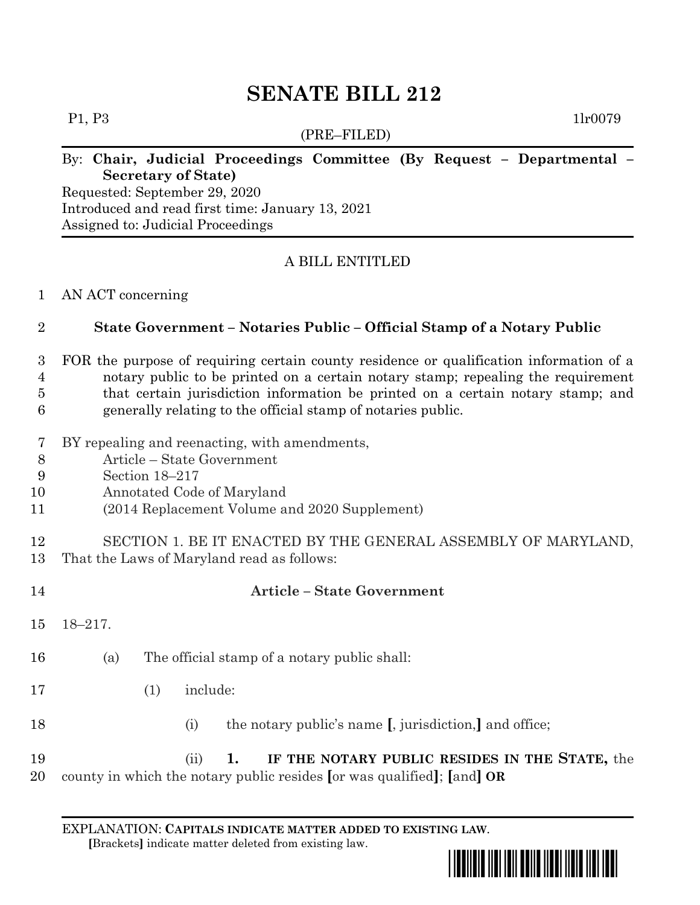# SENATE BILL 212

P1, P3 1lr0079

(PRE–FILED)

By: **Chair, Judicial Proceedings Committee (By Request – Departmental – Secretary of State)**
Requested: September 29, 2020
Introduced and read first time: January 13, 2021
Assigned to: Judicial Proceedings

A BILL ENTITLED

1 AN ACT concerning

2 **State Government – Notaries Public – Official Stamp of a Notary Public**

3 FOR the purpose of requiring certain county residence or qualification information of a
4 notary public to be printed on a certain notary stamp; repealing the requirement
5 that certain jurisdiction information be printed on a certain notary stamp; and
6 generally relating to the official stamp of notaries public.

7 BY repealing and reenacting, with amendments,
8 Article – State Government
9 Section 18–217
10 Annotated Code of Maryland
11 (2014 Replacement Volume and 2020 Supplement)

12 SECTION 1. BE IT ENACTED BY THE GENERAL ASSEMBLY OF MARYLAND,
13 That the Laws of Maryland read as follows:

14 **Article – State Government**

15 18–217.

16 (a) The official stamp of a notary public shall:

17 (1) include:

18 (i) the notary public's name **[**, jurisdiction,**]** and office;

19 (ii) **1. IF THE NOTARY PUBLIC RESIDES IN THE STATE,** the
20 county in which the notary public resides **[**or was qualified**]**; **[**and**]** **OR**

EXPLANATION: **CAPITALS INDICATE MATTER ADDED TO EXISTING LAW**.
**[**Brackets**]** indicate matter deleted from existing law.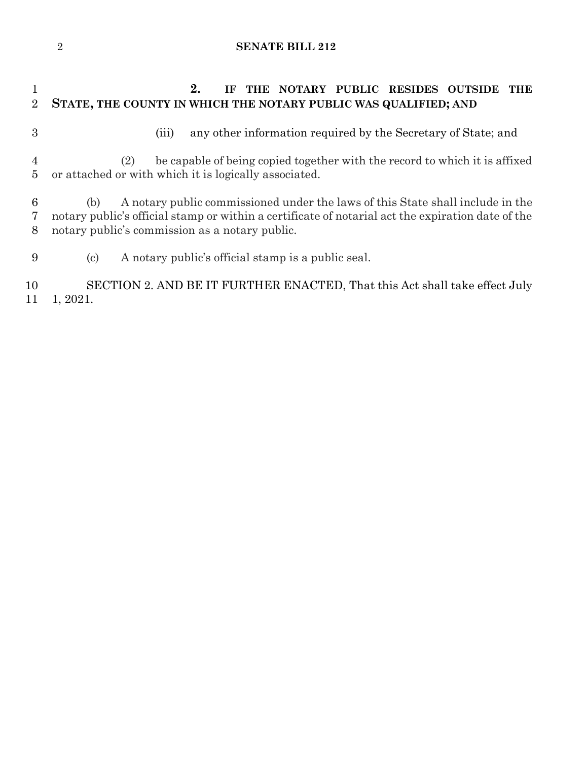**2. IF THE NOTARY PUBLIC RESIDES OUTSIDE THE STATE, THE COUNTY IN WHICH THE NOTARY PUBLIC WAS QUALIFIED; AND**

(iii) any other information required by the Secretary of State; and

(2) be capable of being copied together with the record to which it is affixed or attached or with which it is logically associated.

(b) A notary public commissioned under the laws of this State shall include in the notary public's official stamp or within a certificate of notarial act the expiration date of the notary public's commission as a notary public.

(c) A notary public's official stamp is a public seal.

SECTION 2. AND BE IT FURTHER ENACTED, That this Act shall take effect July 1, 2021.